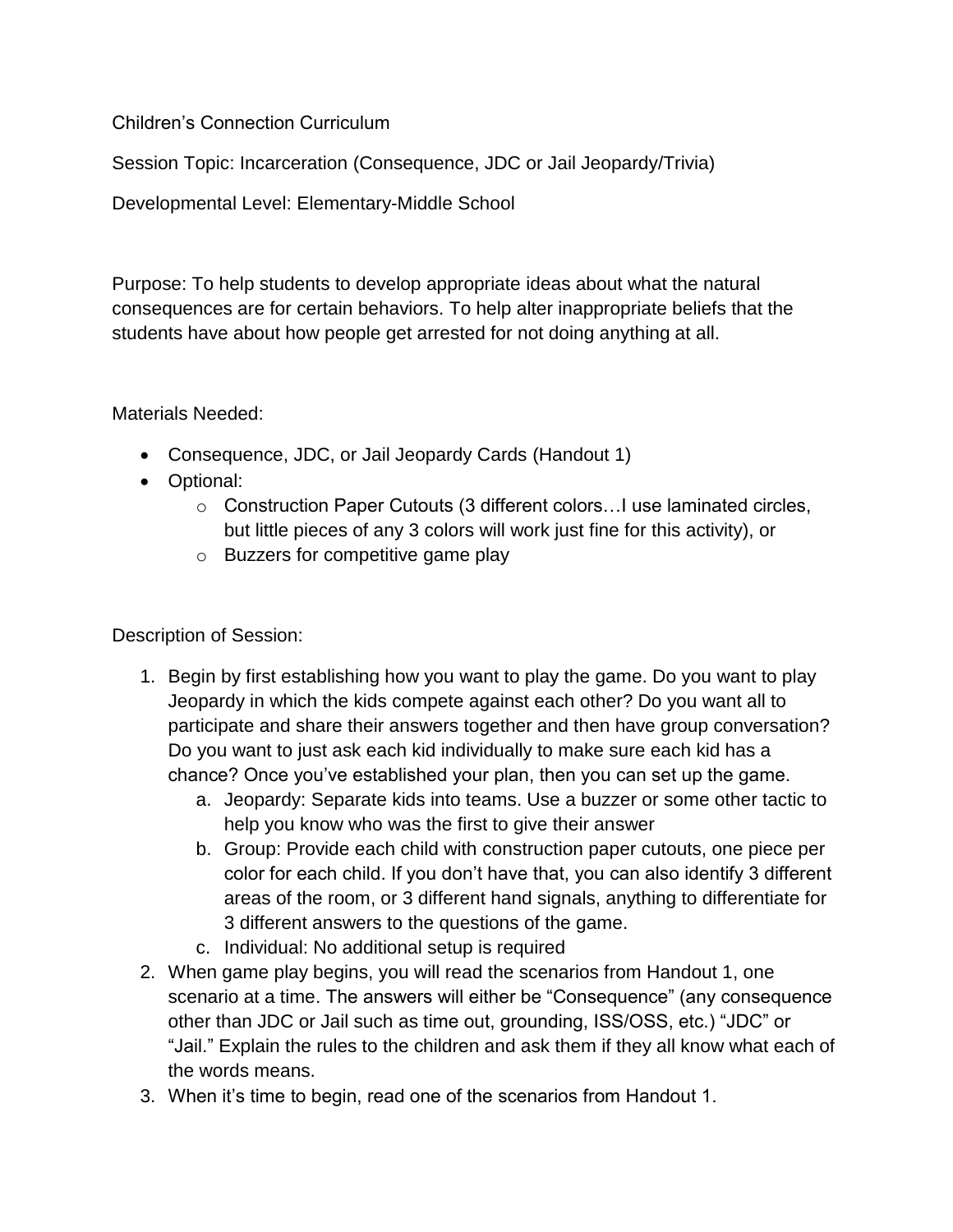Children's Connection Curriculum

Session Topic: Incarceration (Consequence, JDC or Jail Jeopardy/Trivia)

Developmental Level: Elementary-Middle School

Purpose: To help students to develop appropriate ideas about what the natural consequences are for certain behaviors. To help alter inappropriate beliefs that the students have about how people get arrested for not doing anything at all.

Materials Needed:

- Consequence, JDC, or Jail Jeopardy Cards (Handout 1)
- Optional:
  - Construction Paper Cutouts (3 different colors…I use laminated circles, but little pieces of any 3 colors will work just fine for this activity), or
  - Buzzers for competitive game play

Description of Session:

1. Begin by first establishing how you want to play the game. Do you want to play Jeopardy in which the kids compete against each other? Do you want all to participate and share their answers together and then have group conversation? Do you want to just ask each kid individually to make sure each kid has a chance? Once you've established your plan, then you can set up the game.
   a. Jeopardy: Separate kids into teams. Use a buzzer or some other tactic to help you know who was the first to give their answer
   b. Group: Provide each child with construction paper cutouts, one piece per color for each child. If you don't have that, you can also identify 3 different areas of the room, or 3 different hand signals, anything to differentiate for 3 different answers to the questions of the game.
   c. Individual: No additional setup is required
2. When game play begins, you will read the scenarios from Handout 1, one scenario at a time. The answers will either be "Consequence" (any consequence other than JDC or Jail such as time out, grounding, ISS/OSS, etc.) "JDC" or "Jail." Explain the rules to the children and ask them if they all know what each of the words means.
3. When it's time to begin, read one of the scenarios from Handout 1.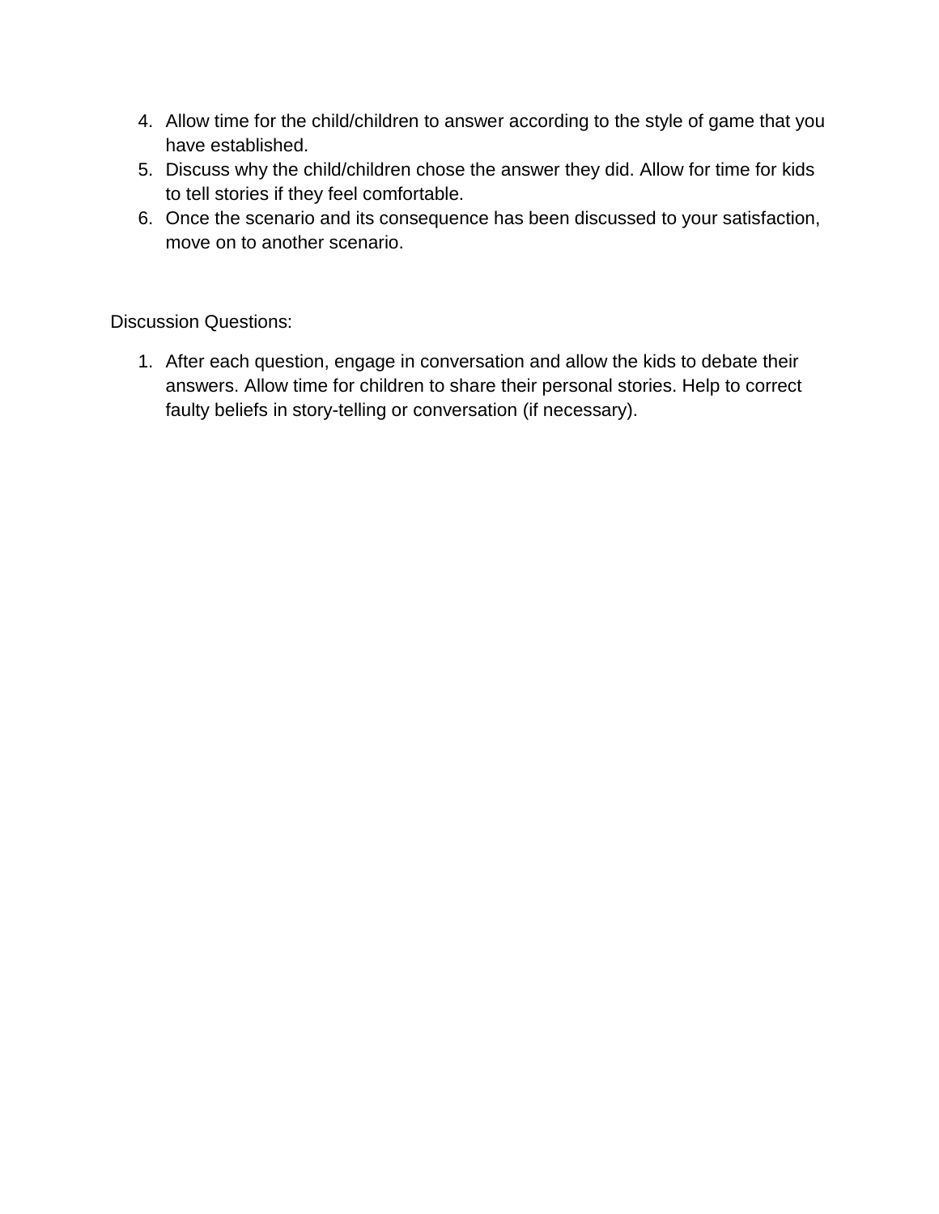4. Allow time for the child/children to answer according to the style of game that you have established.
5. Discuss why the child/children chose the answer they did. Allow for time for kids to tell stories if they feel comfortable.
6. Once the scenario and its consequence has been discussed to your satisfaction, move on to another scenario.

Discussion Questions:

1. After each question, engage in conversation and allow the kids to debate their answers. Allow time for children to share their personal stories. Help to correct faulty beliefs in story-telling or conversation (if necessary).